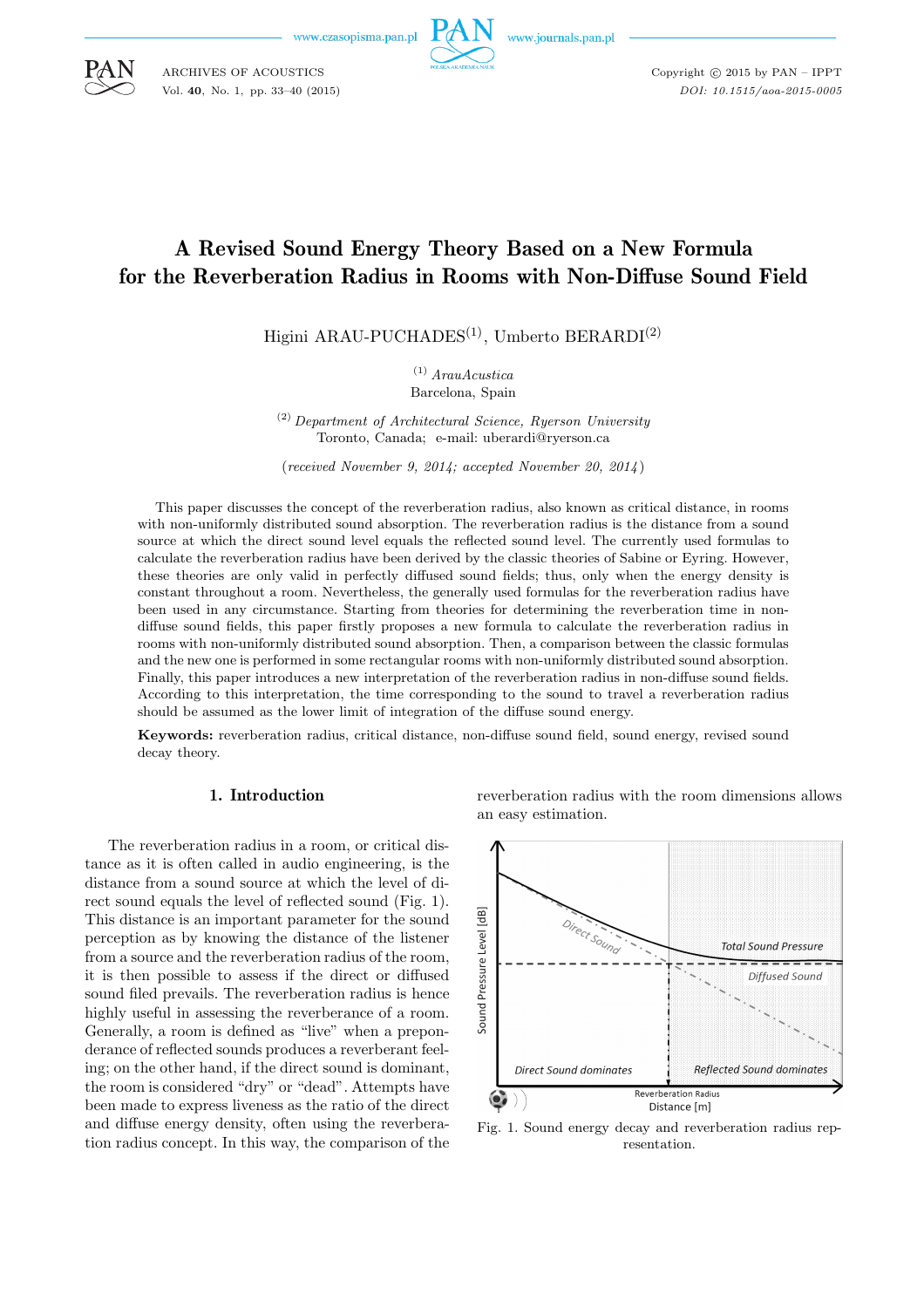ARCHIVES OF ACOUSTICS
Vol. **40**, No. 1, pp. 33–40 (2015)

Copyright © 2015 by PAN – IPPT
*DOI: 10.1515/aoa-2015-0005*

# A Revised Sound Energy Theory Based on a New Formula for the Reverberation Radius in Rooms with Non-Diffuse Sound Field

Higini ARAU-PUCHADES[(1)], Umberto BERARDI[(2)]

[(1)] *ArauAcustica*
Barcelona, Spain

[(2)] *Department of Architectural Science, Ryerson University*
Toronto, Canada; e-mail: uberardi@ryerson.ca

(*received November 9, 2014; accepted November 20, 2014*)

This paper discusses the concept of the reverberation radius, also known as critical distance, in rooms with non-uniformly distributed sound absorption. The reverberation radius is the distance from a sound source at which the direct sound level equals the reflected sound level. The currently used formulas to calculate the reverberation radius have been derived by the classic theories of Sabine or Eyring. However, these theories are only valid in perfectly diffused sound fields; thus, only when the energy density is constant throughout a room. Nevertheless, the generally used formulas for the reverberation radius have been used in any circumstance. Starting from theories for determining the reverberation time in non-diffuse sound fields, this paper firstly proposes a new formula to calculate the reverberation radius in rooms with non-uniformly distributed sound absorption. Then, a comparison between the classic formulas and the new one is performed in some rectangular rooms with non-uniformly distributed sound absorption. Finally, this paper introduces a new interpretation of the reverberation radius in non-diffuse sound fields. According to this interpretation, the time corresponding to the sound to travel a reverberation radius should be assumed as the lower limit of integration of the diffuse sound energy.

**Keywords:** reverberation radius, critical distance, non-diffuse sound field, sound energy, revised sound decay theory.

## 1. Introduction

The reverberation radius in a room, or critical distance as it is often called in audio engineering, is the distance from a sound source at which the level of direct sound equals the level of reflected sound (Fig. 1). This distance is an important parameter for the sound perception as by knowing the distance of the listener from a source and the reverberation radius of the room, it is then possible to assess if the direct or diffused sound filed prevails. The reverberation radius is hence highly useful in assessing the reverberance of a room. Generally, a room is defined as "live" when a preponderance of reflected sounds produces a reverberant feeling; on the other hand, if the direct sound is dominant, the room is considered "dry" or "dead". Attempts have been made to express liveness as the ratio of the direct and diffuse energy density, often using the reverberation radius concept. In this way, the comparison of the reverberation radius with the room dimensions allows an easy estimation.

Fig. 1. Sound energy decay and reverberation radius representation.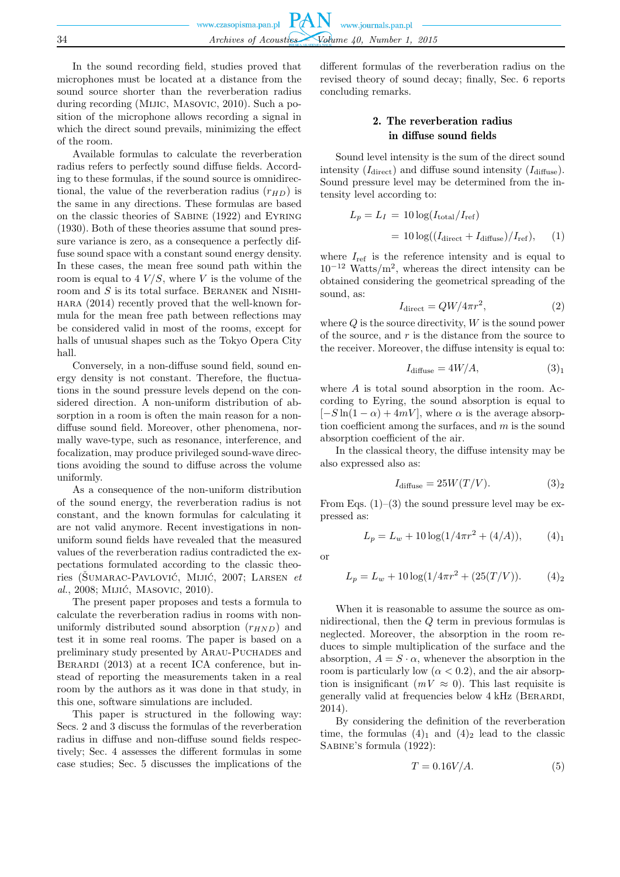In the sound recording field, studies proved that microphones must be located at a distance from the sound source shorter than the reverberation radius during recording (Mijic, Masovic, 2010). Such a position of the microphone allows recording a signal in which the direct sound prevails, minimizing the effect of the room.

Available formulas to calculate the reverberation radius refers to perfectly sound diffuse fields. According to these formulas, if the sound source is omnidirectional, the value of the reverberation radius ($r_{HD}$) is the same in any directions. These formulas are based on the classic theories of Sabine (1922) and Eyring (1930). Both of these theories assume that sound pressure variance is zero, as a consequence a perfectly diffuse sound space with a constant sound energy density. In these cases, the mean free sound path within the room is equal to $4\ V/S$, where $V$ is the volume of the room and $S$ is its total surface. Beranek and Nishihara (2014) recently proved that the well-known formula for the mean free path between reflections may be considered valid in most of the rooms, except for halls of unusual shapes such as the Tokyo Opera City hall.

Conversely, in a non-diffuse sound field, sound energy density is not constant. Therefore, the fluctuations in the sound pressure levels depend on the considered direction. A non-uniform distribution of absorption in a room is often the main reason for a non-diffuse sound field. Moreover, other phenomena, normally wave-type, such as resonance, interference, and focalization, may produce privileged sound-wave directions avoiding the sound to diffuse across the volume uniformly.

As a consequence of the non-uniform distribution of the sound energy, the reverberation radius is not constant, and the known formulas for calculating it are not valid anymore. Recent investigations in non-uniform sound fields have revealed that the measured values of the reverberation radius contradicted the expectations formulated according to the classic theories (Šumarac-Pavlović, Mijić, 2007; Larsen *et al.*, 2008; Mijić, Masovic, 2010).

The present paper proposes and tests a formula to calculate the reverberation radius in rooms with non-uniformly distributed sound absorption ($r_{HND}$) and test it in some real rooms. The paper is based on a preliminary study presented by Arau-Puchades and Berardi (2013) at a recent ICA conference, but instead of reporting the measurements taken in a real room by the authors as it was done in that study, in this one, software simulations are included.

This paper is structured in the following way: Secs. 2 and 3 discuss the formulas of the reverberation radius in diffuse and non-diffuse sound fields respectively; Sec. 4 assesses the different formulas in some case studies; Sec. 5 discusses the implications of the different formulas of the reverberation radius on the revised theory of sound decay; finally, Sec. 6 reports concluding remarks.

## 2. The reverberation radius in diffuse sound fields

Sound level intensity is the sum of the direct sound intensity ($I_{\text{direct}}$) and diffuse sound intensity ($I_{\text{diffuse}}$). Sound pressure level may be determined from the intensity level according to:

$$L_p = L_I = 10\log(I_{\text{total}}/I_{\text{ref}}) = 10\log((I_{\text{direct}} + I_{\text{diffuse}})/I_{\text{ref}}), \qquad (1)$$

where $I_{\text{ref}}$ is the reference intensity and is equal to $10^{-12}$ Watts/m$^2$, whereas the direct intensity can be obtained considering the geometrical spreading of the sound, as:

$$I_{\text{direct}} = QW/4\pi r^2, \qquad (2)$$

where $Q$ is the source directivity, $W$ is the sound power of the source, and $r$ is the distance from the source to the receiver. Moreover, the diffuse intensity is equal to:

$$I_{\text{diffuse}} = 4W/A, \qquad (3)_1$$

where $A$ is total sound absorption in the room. According to Eyring, the sound absorption is equal to $[-S\ln(1-\alpha) + 4mV]$, where $\alpha$ is the average absorption coefficient among the surfaces, and $m$ is the sound absorption coefficient of the air.

In the classical theory, the diffuse intensity may be also expressed also as:

$$I_{\text{diffuse}} = 25W(T/V). \qquad (3)_2$$

From Eqs. (1)–(3) the sound pressure level may be expressed as:

$$L_p = L_w + 10\log(1/4\pi r^2 + (4/A)), \qquad (4)_1$$

or

$$L_p = L_w + 10\log(1/4\pi r^2 + (25(T/V)). \qquad (4)_2$$

When it is reasonable to assume the source as omnidirectional, then the $Q$ term in previous formulas is neglected. Moreover, the absorption in the room reduces to simple multiplication of the surface and the absorption, $A = S \cdot \alpha$, whenever the absorption in the room is particularly low ($\alpha < 0.2$), and the air absorption is insignificant ($mV \approx 0$). This last requisite is generally valid at frequencies below 4 kHz (Berardi, 2014).

By considering the definition of the reverberation time, the formulas $(4)_1$ and $(4)_2$ lead to the classic Sabine's formula (1922):

$$T = 0.16V/A. \qquad (5)$$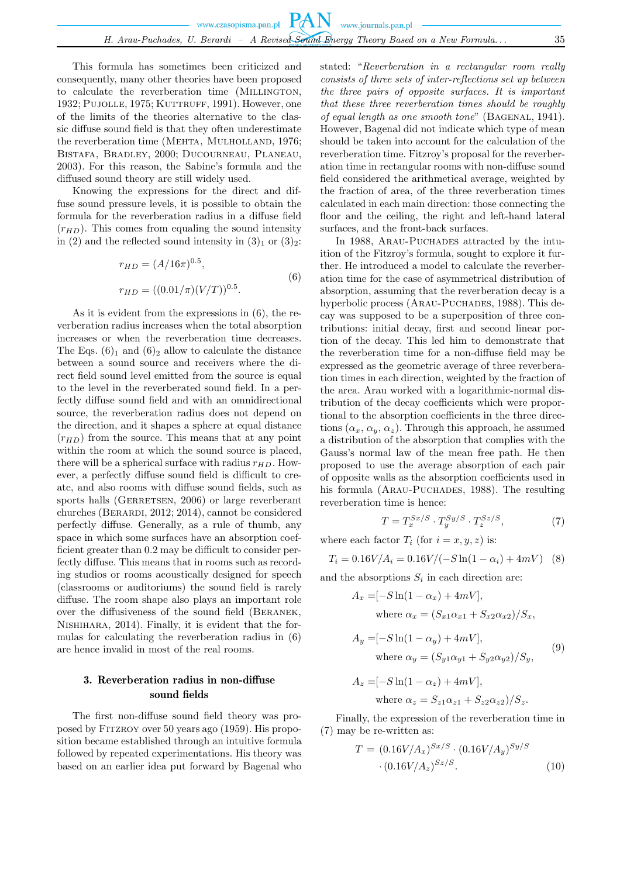This formula has sometimes been criticized and consequently, many other theories have been proposed to calculate the reverberation time (Millington, 1932; Pujolle, 1975; Kuttruff, 1991). However, one of the limits of the theories alternative to the classic diffuse sound field is that they often underestimate the reverberation time (Mehta, Mulholland, 1976; Bistafa, Bradley, 2000; Ducourneau, Planeau, 2003). For this reason, the Sabine's formula and the diffused sound theory are still widely used.

Knowing the expressions for the direct and diffuse sound pressure levels, it is possible to obtain the formula for the reverberation radius in a diffuse field ($r_{HD}$). This comes from equaling the sound intensity in (2) and the reflected sound intensity in $(3)_1$ or $(3)_2$:

$$
\begin{aligned}
r_{HD} &= (A/16\pi)^{0.5},\\
r_{HD} &= ((0.01/\pi)(V/T))^{0.5}.
\end{aligned}
\tag{6}
$$

As it is evident from the expressions in (6), the reverberation radius increases when the total absorption increases or when the reverberation time decreases. The Eqs. $(6)_1$ and $(6)_2$ allow to calculate the distance between a sound source and receivers where the direct field sound level emitted from the source is equal to the level in the reverberated sound field. In a perfectly diffuse sound field and with an omnidirectional source, the reverberation radius does not depend on the direction, and it shapes a sphere at equal distance ($r_{HD}$) from the source. This means that at any point within the room at which the sound source is placed, there will be a spherical surface with radius $r_{HD}$. However, a perfectly diffuse sound field is difficult to create, and also rooms with diffuse sound fields, such as sports halls (Gerretsen, 2006) or large reverberant churches (Berardi, 2012; 2014), cannot be considered perfectly diffuse. Generally, as a rule of thumb, any space in which some surfaces have an absorption coefficient greater than 0.2 may be difficult to consider perfectly diffuse. This means that in rooms such as recording studios or rooms acoustically designed for speech (classrooms or auditoriums) the sound field is rarely diffuse. The room shape also plays an important role over the diffusiveness of the sound field (Beranek, Nishihara, 2014). Finally, it is evident that the formulas for calculating the reverberation radius in (6) are hence invalid in most of the real rooms.

## 3. Reverberation radius in non-diffuse sound fields

The first non-diffuse sound field theory was proposed by Fitzroy over 50 years ago (1959). His proposition became established through an intuitive formula followed by repeated experimentations. His theory was based on an earlier idea put forward by Bagenal who stated: "*Reverberation in a rectangular room really consists of three sets of inter-reflections set up between the three pairs of opposite surfaces. It is important that these three reverberation times should be roughly of equal length as one smooth tone*" (Bagenal, 1941). However, Bagenal did not indicate which type of mean should be taken into account for the calculation of the reverberation time. Fitzroy's proposal for the reverberation time in rectangular rooms with non-diffuse sound field considered the arithmetical average, weighted by the fraction of area, of the three reverberation times calculated in each main direction: those connecting the floor and the ceiling, the right and left-hand lateral surfaces, and the front-back surfaces.

In 1988, Arau-Puchades attracted by the intuition of the Fitzroy's formula, sought to explore it further. He introduced a model to calculate the reverberation time for the case of asymmetrical distribution of absorption, assuming that the reverberation decay is a hyperbolic process (Arau-Puchades, 1988). This decay was supposed to be a superposition of three contributions: initial decay, first and second linear portion of the decay. This led him to demonstrate that the reverberation time for a non-diffuse field may be expressed as the geometric average of three reverberation times in each direction, weighted by the fraction of the area. Arau worked with a logarithmic-normal distribution of the decay coefficients which were proportional to the absorption coefficients in the three directions ($\alpha_x$, $\alpha_y$, $\alpha_z$). Through this approach, he assumed a distribution of the absorption that complies with the Gauss's normal law of the mean free path. He then proposed to use the average absorption of each pair of opposite walls as the absorption coefficients used in his formula (Arau-Puchades, 1988). The resulting reverberation time is hence:

$$
T = T_x^{Sx/S} \cdot T_y^{Sy/S} \cdot T_z^{Sz/S},
\tag{7}
$$

where each factor $T_i$ (for $i = x, y, z$) is:

$$
T_i = 0.16V/A_i = 0.16V/(-S\ln(1-\alpha_i) + 4mV)
\tag{8}
$$

and the absorptions $S_i$ in each direction are:

$$
\begin{aligned}
A_x &= [-S\ln(1-\alpha_x) + 4mV],\\
&\qquad \text{where } \alpha_x = (S_{x1}\alpha_{x1} + S_{x2}\alpha_{x2})/S_x,\\
A_y &= [-S\ln(1-\alpha_y) + 4mV],\\
&\qquad \text{where } \alpha_y = (S_{y1}\alpha_{y1} + S_{y2}\alpha_{y2})/S_y,\\
A_z &= [-S\ln(1-\alpha_z) + 4mV],\\
&\qquad \text{where } \alpha_z = S_{z1}\alpha_{z1} + S_{z2}\alpha_{z2})/S_z.
\end{aligned}
\tag{9}
$$

Finally, the expression of the reverberation time in (7) may be re-written as:

$$
T = (0.16V/A_x)^{Sx/S} \cdot (0.16V/A_y)^{Sy/S} \cdot (0.16V/A_z)^{Sz/S}.
\tag{10}
$$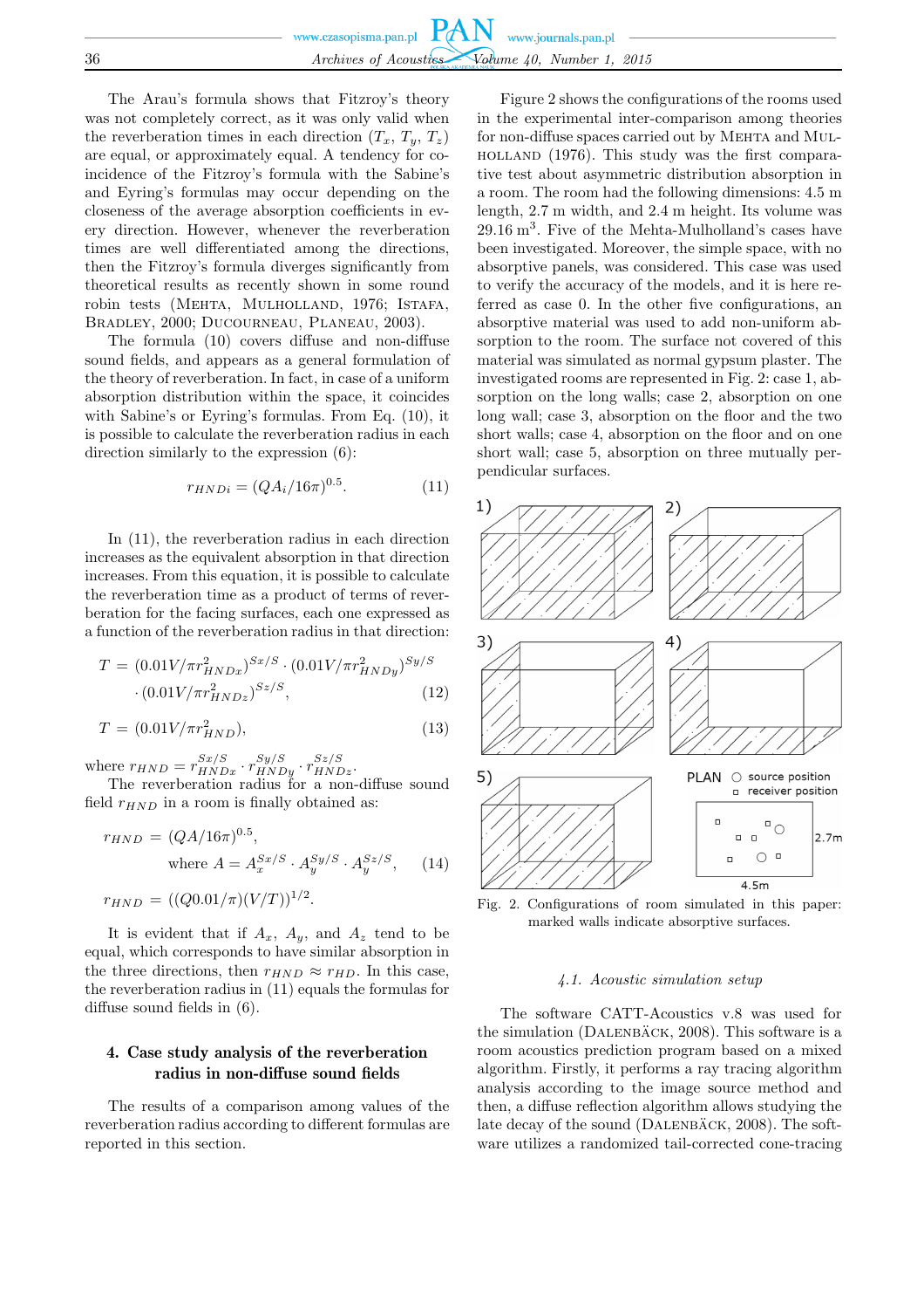The Arau's formula shows that Fitzroy's theory was not completely correct, as it was only valid when the reverberation times in each direction ($T_x$, $T_y$, $T_z$) are equal, or approximately equal. A tendency for coincidence of the Fitzroy's formula with the Sabine's and Eyring's formulas may occur depending on the closeness of the average absorption coefficients in every direction. However, whenever the reverberation times are well differentiated among the directions, then the Fitzroy's formula diverges significantly from theoretical results as recently shown in some round robin tests (Mehta, Mulholland, 1976; Istafa, Bradley, 2000; Ducourneau, Planeau, 2003).

The formula (10) covers diffuse and non-diffuse sound fields, and appears as a general formulation of the theory of reverberation. In fact, in case of a uniform absorption distribution within the space, it coincides with Sabine's or Eyring's formulas. From Eq. (10), it is possible to calculate the reverberation radius in each direction similarly to the expression (6):

$$r_{HNDi} = (QA_i/16\pi)^{0.5}. \tag{11}$$

In (11), the reverberation radius in each direction increases as the equivalent absorption in that direction increases. From this equation, it is possible to calculate the reverberation time as a product of terms of reverberation for the facing surfaces, each one expressed as a function of the reverberation radius in that direction:

$$T = (0.01V/\pi r^2_{HNDx})^{Sx/S} \cdot (0.01V/\pi r^2_{HNDy})^{Sy/S} \cdot (0.01V/\pi r^2_{HNDz})^{Sz/S}, \tag{12}$$

$$T = (0.01V/\pi r^2_{HND}), \tag{13}$$

where $r_{HND} = r^{Sx/S}_{HNDx} \cdot r^{Sy/S}_{HNDy} \cdot r^{Sz/S}_{HNDz}$.

The reverberation radius for a non-diffuse sound field $r_{HND}$ in a room is finally obtained as:

$$r_{HND} = (QA/16\pi)^{0.5}, \quad \text{where } A = A_x^{Sx/S} \cdot A_y^{Sy/S} \cdot A_y^{Sz/S}, \tag{14}$$

$$r_{HND} = ((Q0.01/\pi)(V/T))^{1/2}.$$

It is evident that if $A_x$, $A_y$, and $A_z$ tend to be equal, which corresponds to have similar absorption in the three directions, then $r_{HND} \approx r_{HD}$. In this case, the reverberation radius in (11) equals the formulas for diffuse sound fields in (6).

## 4. Case study analysis of the reverberation radius in non-diffuse sound fields

The results of a comparison among values of the reverberation radius according to different formulas are reported in this section.

Figure 2 shows the configurations of the rooms used in the experimental inter-comparison among theories for non-diffuse spaces carried out by Mehta and Mulholland (1976). This study was the first comparative test about asymmetric distribution absorption in a room. The room had the following dimensions: 4.5 m length, 2.7 m width, and 2.4 m height. Its volume was 29.16 m$^3$. Five of the Mehta-Mulholland's cases have been investigated. Moreover, the simple space, with no absorptive panels, was considered. This case was used to verify the accuracy of the models, and it is here referred as case 0. In the other five configurations, an absorptive material was used to add non-uniform absorption to the room. The surface not covered of this material was simulated as normal gypsum plaster. The investigated rooms are represented in Fig. 2: case 1, absorption on the long walls; case 2, absorption on one long wall; case 3, absorption on the floor and the two short walls; case 4, absorption on the floor and on one short wall; case 5, absorption on three mutually perpendicular surfaces.

Fig. 2. Configurations of room simulated in this paper: marked walls indicate absorptive surfaces.

### 4.1. Acoustic simulation setup

The software CATT-Acoustics v.8 was used for the simulation (Dalenbäck, 2008). This software is a room acoustics prediction program based on a mixed algorithm. Firstly, it performs a ray tracing algorithm analysis according to the image source method and then, a diffuse reflection algorithm allows studying the late decay of the sound (Dalenbäck, 2008). The software utilizes a randomized tail-corrected cone-tracing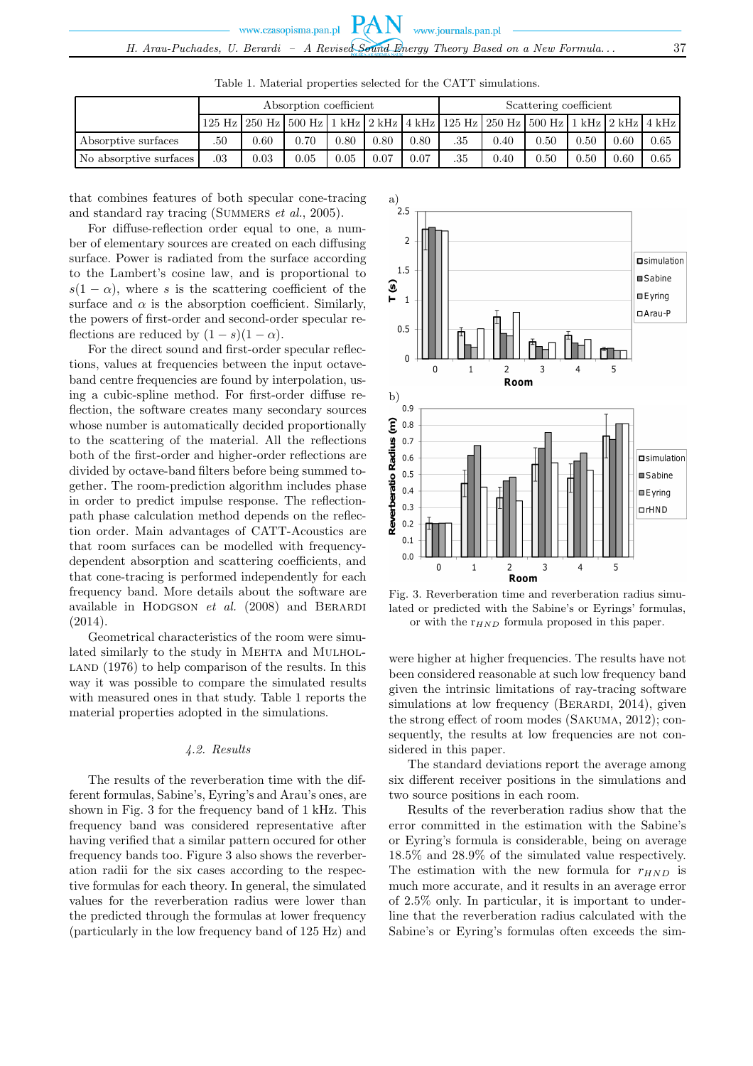Table 1. Material properties selected for the CATT simulations.

| | Absorption coefficient | | | | | | Scattering coefficient | | | | | |
|---|---|---|---|---|---|---|---|---|---|---|---|---|
| | 125 Hz | 250 Hz | 500 Hz | 1 kHz | 2 kHz | 4 kHz | 125 Hz | 250 Hz | 500 Hz | 1 kHz | 2 kHz | 4 kHz |
| Absorptive surfaces | .50 | 0.60 | 0.70 | 0.80 | 0.80 | 0.80 | .35 | 0.40 | 0.50 | 0.50 | 0.60 | 0.65 |
| No absorptive surfaces | .03 | 0.03 | 0.05 | 0.05 | 0.07 | 0.07 | .35 | 0.40 | 0.50 | 0.50 | 0.60 | 0.65 |

that combines features of both specular cone-tracing and standard ray tracing (Summers *et al.*, 2005).

For diffuse-reflection order equal to one, a number of elementary sources are created on each diffusing surface. Power is radiated from the surface according to the Lambert's cosine law, and is proportional to $s(1-\alpha)$, where $s$ is the scattering coefficient of the surface and $\alpha$ is the absorption coefficient. Similarly, the powers of first-order and second-order specular reflections are reduced by $(1-s)(1-\alpha)$.

For the direct sound and first-order specular reflections, values at frequencies between the input octave-band centre frequencies are found by interpolation, using a cubic-spline method. For first-order diffuse reflection, the software creates many secondary sources whose number is automatically decided proportionally to the scattering of the material. All the reflections both of the first-order and higher-order reflections are divided by octave-band filters before being summed together. The room-prediction algorithm includes phase in order to predict impulse response. The reflection-path phase calculation method depends on the reflection order. Main advantages of CATT-Acoustics are that room surfaces can be modelled with frequency-dependent absorption and scattering coefficients, and that cone-tracing is performed independently for each frequency band. More details about the software are available in Hodgson *et al.* (2008) and Berardi (2014).

Geometrical characteristics of the room were simulated similarly to the study in Mehta and Mulholland (1976) to help comparison of the results. In this way it was possible to compare the simulated results with measured ones in that study. Table 1 reports the material properties adopted in the simulations.

### 4.2. Results

The results of the reverberation time with the different formulas, Sabine's, Eyring's and Arau's ones, are shown in Fig. 3 for the frequency band of 1 kHz. This frequency band was considered representative after having verified that a similar pattern occured for other frequency bands too. Figure 3 also shows the reverberation radii for the six cases according to the respective formulas for each theory. In general, the simulated values for the reverberation radius were lower than the predicted through the formulas at lower frequency (particularly in the low frequency band of 125 Hz) and

Fig. 3. Reverberation time and reverberation radius simulated or predicted with the Sabine's or Eyrings' formulas, or with the $r_{HND}$ formula proposed in this paper.

were higher at higher frequencies. The results have not been considered reasonable at such low frequency band given the intrinsic limitations of ray-tracing software simulations at low frequency (Berardi, 2014), given the strong effect of room modes (Sakuma, 2012); consequently, the results at low frequencies are not considered in this paper.

The standard deviations report the average among six different receiver positions in the simulations and two source positions in each room.

Results of the reverberation radius show that the error committed in the estimation with the Sabine's or Eyring's formula is considerable, being on average 18.5% and 28.9% of the simulated value respectively. The estimation with the new formula for $r_{HND}$ is much more accurate, and it results in an average error of 2.5% only. In particular, it is important to underline that the reverberation radius calculated with the Sabine's or Eyring's formulas often exceeds the sim-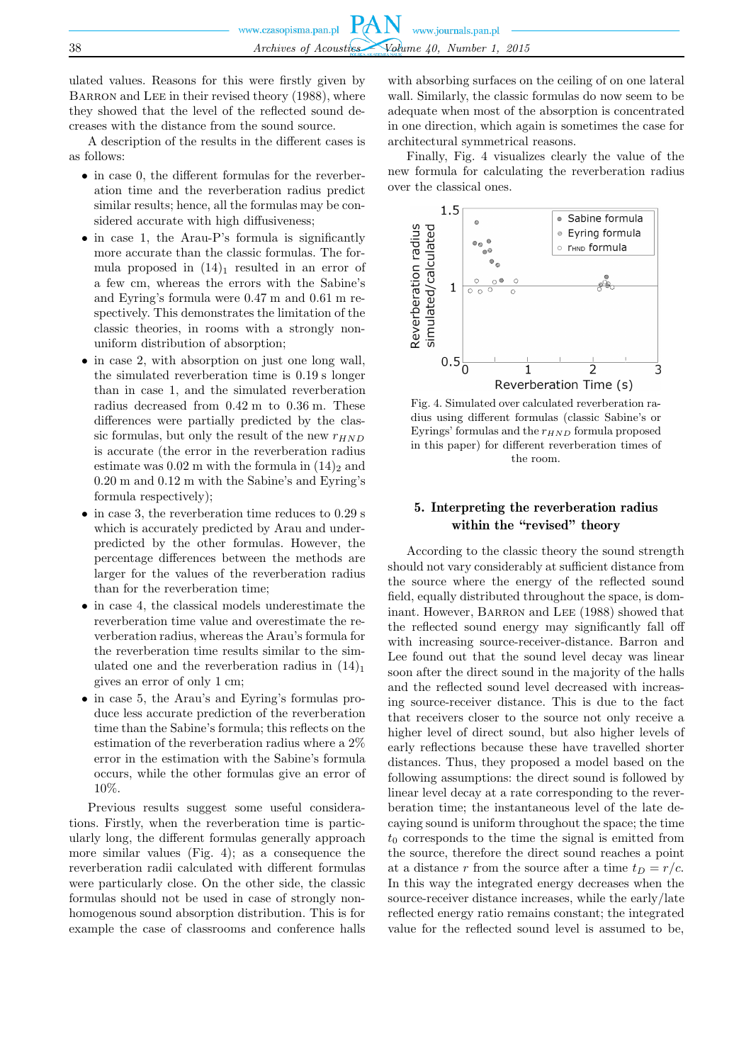ulated values. Reasons for this were firstly given by Barron and Lee in their revised theory (1988), where they showed that the level of the reflected sound decreases with the distance from the sound source.

A description of the results in the different cases is as follows:

- in case 0, the different formulas for the reverberation time and the reverberation radius predict similar results; hence, all the formulas may be considered accurate with high diffusiveness;
- in case 1, the Arau-P's formula is significantly more accurate than the classic formulas. The formula proposed in $(14)_1$ resulted in an error of a few cm, whereas the errors with the Sabine's and Eyring's formula were 0.47 m and 0.61 m respectively. This demonstrates the limitation of the classic theories, in rooms with a strongly non-uniform distribution of absorption;
- in case 2, with absorption on just one long wall, the simulated reverberation time is 0.19 s longer than in case 1, and the simulated reverberation radius decreased from 0.42 m to 0.36 m. These differences were partially predicted by the classic formulas, but only the result of the new $r_{HND}$ is accurate (the error in the reverberation radius estimate was 0.02 m with the formula in $(14)_2$ and 0.20 m and 0.12 m with the Sabine's and Eyring's formula respectively);
- in case 3, the reverberation time reduces to 0.29 s which is accurately predicted by Arau and underpredicted by the other formulas. However, the percentage differences between the methods are larger for the values of the reverberation radius than for the reverberation time;
- in case 4, the classical models underestimate the reverberation time value and overestimate the reverberation radius, whereas the Arau's formula for the reverberation time results similar to the simulated one and the reverberation radius in $(14)_1$ gives an error of only 1 cm;
- in case 5, the Arau's and Eyring's formulas produce less accurate prediction of the reverberation time than the Sabine's formula; this reflects on the estimation of the reverberation radius where a 2% error in the estimation with the Sabine's formula occurs, while the other formulas give an error of 10%.

Previous results suggest some useful considerations. Firstly, when the reverberation time is particularly long, the different formulas generally approach more similar values (Fig. 4); as a consequence the reverberation radii calculated with different formulas were particularly close. On the other side, the classic formulas should not be used in case of strongly non-homogenous sound absorption distribution. This is for example the case of classrooms and conference halls with absorbing surfaces on the ceiling of on one lateral wall. Similarly, the classic formulas do now seem to be adequate when most of the absorption is concentrated in one direction, which again is sometimes the case for architectural symmetrical reasons.

Finally, Fig. 4 visualizes clearly the value of the new formula for calculating the reverberation radius over the classical ones.

Fig. 4. Simulated over calculated reverberation radius using different formulas (classic Sabine's or Eyrings' formulas and the $r_{HND}$ formula proposed in this paper) for different reverberation times of the room.

## 5. Interpreting the reverberation radius within the "revised" theory

According to the classic theory the sound strength should not vary considerably at sufficient distance from the source where the energy of the reflected sound field, equally distributed throughout the space, is dominant. However, Barron and Lee (1988) showed that the reflected sound energy may significantly fall off with increasing source-receiver-distance. Barron and Lee found out that the sound level decay was linear soon after the direct sound in the majority of the halls and the reflected sound level decreased with increasing source-receiver distance. This is due to the fact that receivers closer to the source not only receive a higher level of direct sound, but also higher levels of early reflections because these have travelled shorter distances. Thus, they proposed a model based on the following assumptions: the direct sound is followed by linear level decay at a rate corresponding to the reverberation time; the instantaneous level of the late decaying sound is uniform throughout the space; the time $t_0$ corresponds to the time the signal is emitted from the source, therefore the direct sound reaches a point at a distance $r$ from the source after a time $t_D = r/c$. In this way the integrated energy decreases when the source-receiver distance increases, while the early/late reflected energy ratio remains constant; the integrated value for the reflected sound level is assumed to be,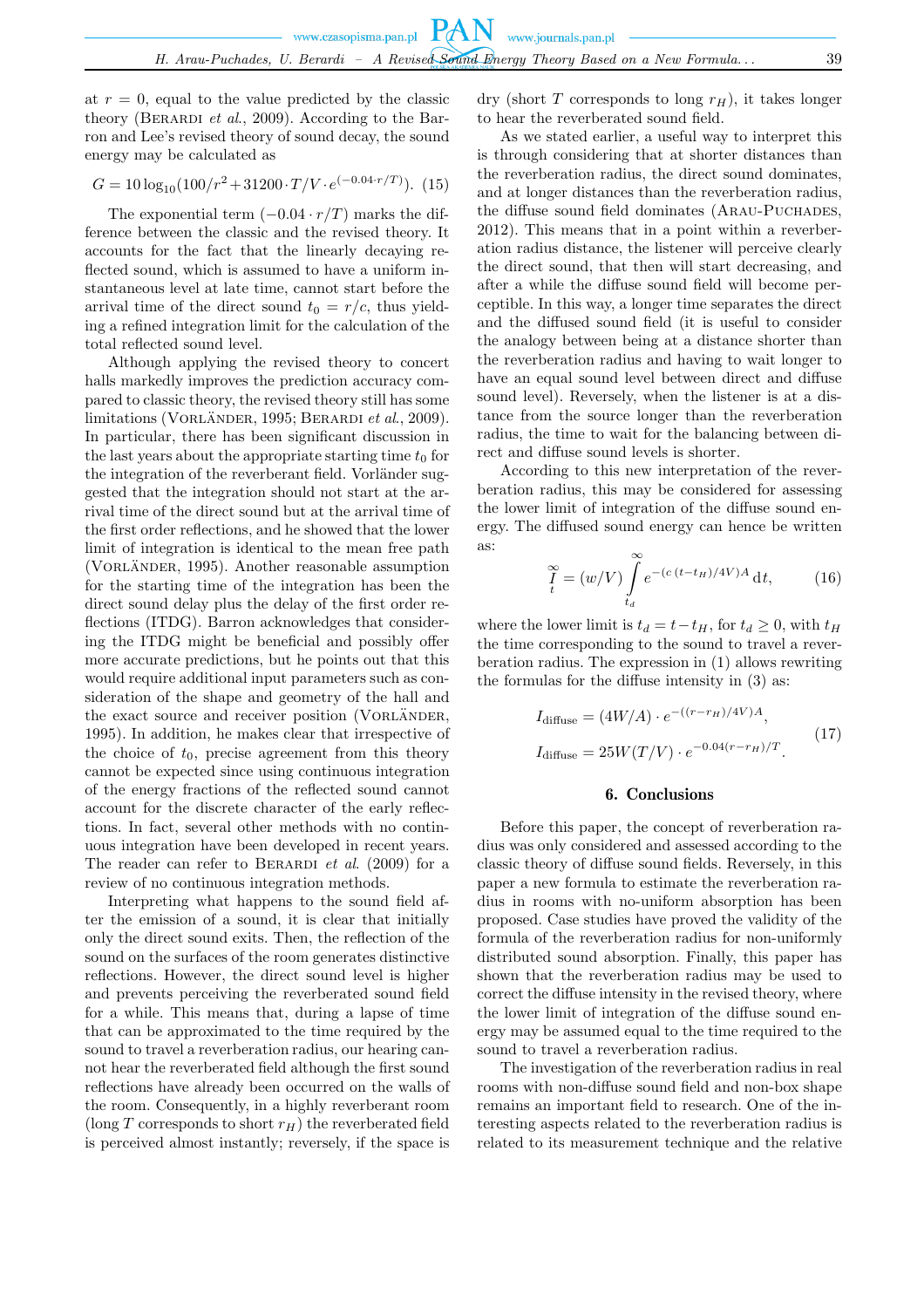at $r = 0$, equal to the value predicted by the classic theory (Berardi *et al.*, 2009). According to the Barron and Lee's revised theory of sound decay, the sound energy may be calculated as

$$G = 10\log_{10}(100/r^2 + 31200 \cdot T/V \cdot e^{(-0.04 \cdot r/T)}). \quad (15)$$

The exponential term $(-0.04 \cdot r/T)$ marks the difference between the classic and the revised theory. It accounts for the fact that the linearly decaying reflected sound, which is assumed to have a uniform instantaneous level at late time, cannot start before the arrival time of the direct sound $t_0 = r/c$, thus yielding a refined integration limit for the calculation of the total reflected sound level.

Although applying the revised theory to concert halls markedly improves the prediction accuracy compared to classic theory, the revised theory still has some limitations (Vorländer, 1995; Berardi *et al.*, 2009). In particular, there has been significant discussion in the last years about the appropriate starting time $t_0$ for the integration of the reverberant field. Vorländer suggested that the integration should not start at the arrival time of the direct sound but at the arrival time of the first order reflections, and he showed that the lower limit of integration is identical to the mean free path (Vorländer, 1995). Another reasonable assumption for the starting time of the integration has been the direct sound delay plus the delay of the first order reflections (ITDG). Barron acknowledges that considering the ITDG might be beneficial and possibly offer more accurate predictions, but he points out that this would require additional input parameters such as consideration of the shape and geometry of the hall and the exact source and receiver position (Vorländer, 1995). In addition, he makes clear that irrespective of the choice of $t_0$, precise agreement from this theory cannot be expected since using continuous integration of the energy fractions of the reflected sound cannot account for the discrete character of the early reflections. In fact, several other methods with no continuous integration have been developed in recent years. The reader can refer to Berardi *et al.* (2009) for a review of no continuous integration methods.

Interpreting what happens to the sound field after the emission of a sound, it is clear that initially only the direct sound exits. Then, the reflection of the sound on the surfaces of the room generates distinctive reflections. However, the direct sound level is higher and prevents perceiving the reverberated sound field for a while. This means that, during a lapse of time that can be approximated to the time required by the sound to travel a reverberation radius, our hearing cannot hear the reverberated field although the first sound reflections have already been occurred on the walls of the room. Consequently, in a highly reverberant room (long $T$ corresponds to short $r_H$) the reverberated field is perceived almost instantly; reversely, if the space is dry (short $T$ corresponds to long $r_H$), it takes longer to hear the reverberated sound field.

As we stated earlier, a useful way to interpret this is through considering that at shorter distances than the reverberation radius, the direct sound dominates, and at longer distances than the reverberation radius, the diffuse sound field dominates (Arau-Puchades, 2012). This means that in a point within a reverberation radius distance, the listener will perceive clearly the direct sound, that then will start decreasing, and after a while the diffuse sound field will become perceptible. In this way, a longer time separates the direct and the diffused sound field (it is useful to consider the analogy between being at a distance shorter than the reverberation radius and having to wait longer to have an equal sound level between direct and diffuse sound level). Reversely, when the listener is at a distance from the source longer than the reverberation radius, the time to wait for the balancing between direct and diffuse sound levels is shorter.

According to this new interpretation of the reverberation radius, this may be considered for assessing the lower limit of integration of the diffuse sound energy. The diffused sound energy can hence be written as:

$$\overset{\infty}{\underset{t}{I}} = (w/V) \int_{t_d}^{\infty} e^{-(c\,(t-t_H)/4V)A}\,\mathrm{d}t, \quad (16)$$

where the lower limit is $t_d = t - t_H$, for $t_d \geq 0$, with $t_H$ the time corresponding to the sound to travel a reverberation radius. The expression in (1) allows rewriting the formulas for the diffuse intensity in (3) as:

$$\begin{aligned} I_{\text{diffuse}} &= (4W/A) \cdot e^{-((r-r_H)/4V)A}, \\ I_{\text{diffuse}} &= 25W(T/V) \cdot e^{-0.04(r-r_H)/T}. \end{aligned} \quad (17)$$

## 6. Conclusions

Before this paper, the concept of reverberation radius was only considered and assessed according to the classic theory of diffuse sound fields. Reversely, in this paper a new formula to estimate the reverberation radius in rooms with no-uniform absorption has been proposed. Case studies have proved the validity of the formula of the reverberation radius for non-uniformly distributed sound absorption. Finally, this paper has shown that the reverberation radius may be used to correct the diffuse intensity in the revised theory, where the lower limit of integration of the diffuse sound energy may be assumed equal to the time required to the sound to travel a reverberation radius.

The investigation of the reverberation radius in real rooms with non-diffuse sound field and non-box shape remains an important field to research. One of the interesting aspects related to the reverberation radius is related to its measurement technique and the relative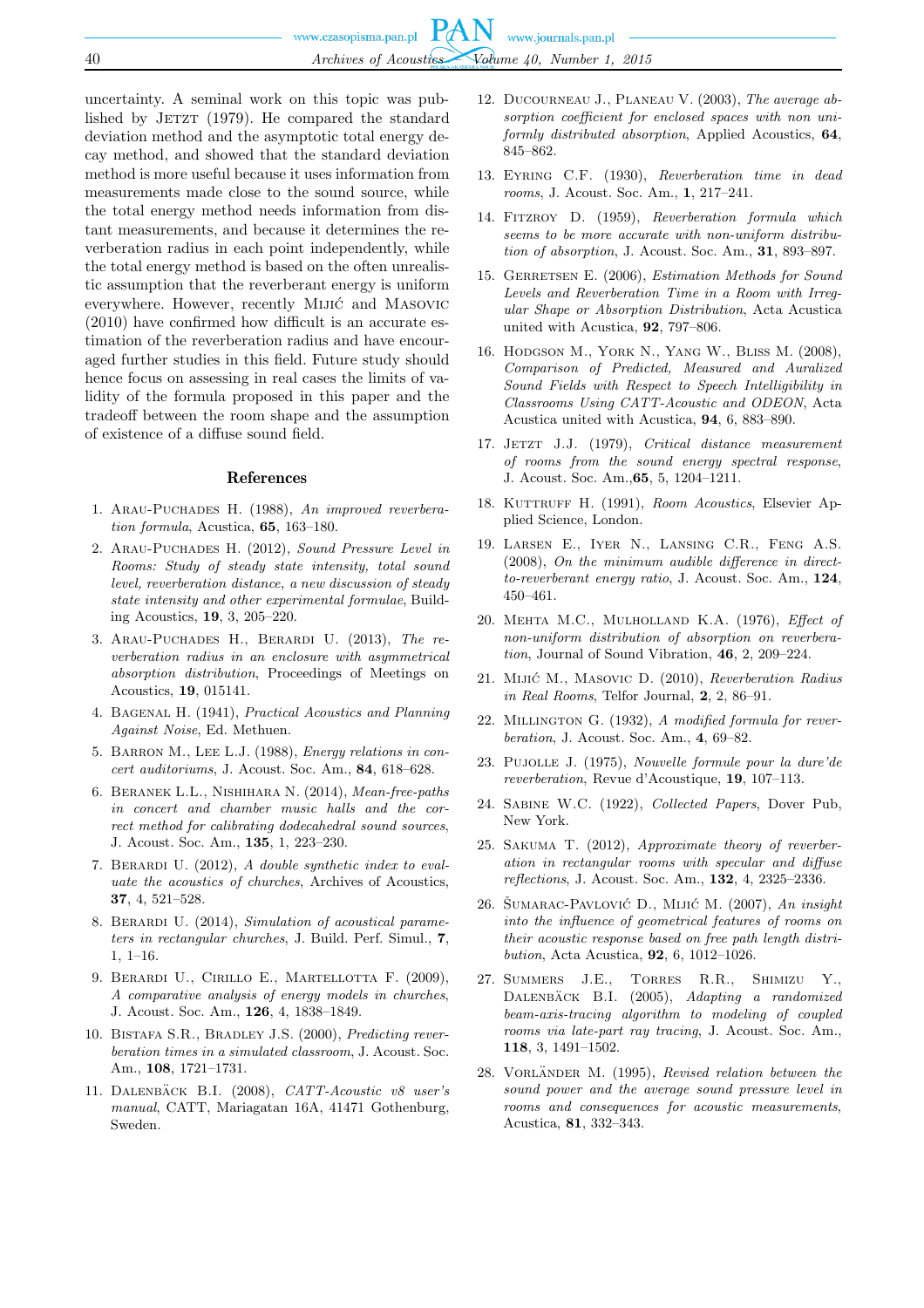uncertainty. A seminal work on this topic was published by Jetzt (1979). He compared the standard deviation method and the asymptotic total energy decay method, and showed that the standard deviation method is more useful because it uses information from measurements made close to the sound source, while the total energy method needs information from distant measurements, and because it determines the reverberation radius in each point independently, while the total energy method is based on the often unrealistic assumption that the reverberant energy is uniform everywhere. However, recently Mijić and Masovic (2010) have confirmed how difficult is an accurate estimation of the reverberation radius and have encouraged further studies in this field. Future study should hence focus on assessing in real cases the limits of validity of the formula proposed in this paper and the tradeoff between the room shape and the assumption of existence of a diffuse sound field.

## References

1. Arau-Puchades H. (1988), *An improved reverberation formula*, Acustica, **65**, 163–180.
2. Arau-Puchades H. (2012), *Sound Pressure Level in Rooms: Study of steady state intensity, total sound level, reverberation distance, a new discussion of steady state intensity and other experimental formulae*, Building Acoustics, **19**, 3, 205–220.
3. Arau-Puchades H., Berardi U. (2013), *The reverberation radius in an enclosure with asymmetrical absorption distribution*, Proceedings of Meetings on Acoustics, **19**, 015141.
4. Bagenal H. (1941), *Practical Acoustics and Planning Against Noise*, Ed. Methuen.
5. Barron M., Lee L.J. (1988), *Energy relations in concert auditoriums*, J. Acoust. Soc. Am., **84**, 618–628.
6. Beranek L.L., Nishihara N. (2014), *Mean-free-paths in concert and chamber music halls and the correct method for calibrating dodecahedral sound sources*, J. Acoust. Soc. Am., **135**, 1, 223–230.
7. Berardi U. (2012), *A double synthetic index to evaluate the acoustics of churches*, Archives of Acoustics, **37**, 4, 521–528.
8. Berardi U. (2014), *Simulation of acoustical parameters in rectangular churches*, J. Build. Perf. Simul., **7**, 1, 1–16.
9. Berardi U., Cirillo E., Martellotta F. (2009), *A comparative analysis of energy models in churches*, J. Acoust. Soc. Am., **126**, 4, 1838–1849.
10. Bistafa S.R., Bradley J.S. (2000), *Predicting reverberation times in a simulated classroom*, J. Acoust. Soc. Am., **108**, 1721–1731.
11. Dalenbäck B.I. (2008), *CATT-Acoustic v8 user's manual*, CATT, Mariagatan 16A, 41471 Gothenburg, Sweden.
12. Ducourneau J., Planeau V. (2003), *The average absorption coefficient for enclosed spaces with non uniformly distributed absorption*, Applied Acoustics, **64**, 845–862.
13. Eyring C.F. (1930), *Reverberation time in dead rooms*, J. Acoust. Soc. Am., **1**, 217–241.
14. Fitzroy D. (1959), *Reverberation formula which seems to be more accurate with non-uniform distribution of absorption*, J. Acoust. Soc. Am., **31**, 893–897.
15. Gerretsen E. (2006), *Estimation Methods for Sound Levels and Reverberation Time in a Room with Irregular Shape or Absorption Distribution*, Acta Acustica united with Acustica, **92**, 797–806.
16. Hodgson M., York N., Yang W., Bliss M. (2008), *Comparison of Predicted, Measured and Auralized Sound Fields with Respect to Speech Intelligibility in Classrooms Using CATT-Acoustic and ODEON*, Acta Acustica united with Acustica, **94**, 6, 883–890.
17. Jetzt J.J. (1979), *Critical distance measurement of rooms from the sound energy spectral response*, J. Acoust. Soc. Am.,**65**, 5, 1204–1211.
18. Kuttruff H. (1991), *Room Acoustics*, Elsevier Applied Science, London.
19. Larsen E., Iyer N., Lansing C.R., Feng A.S. (2008), *On the minimum audible difference in direct-to-reverberant energy ratio*, J. Acoust. Soc. Am., **124**, 450–461.
20. Mehta M.C., Mulholland K.A. (1976), *Effect of non-uniform distribution of absorption on reverberation*, Journal of Sound Vibration, **46**, 2, 209–224.
21. Mijić M., Masovic D. (2010), *Reverberation Radius in Real Rooms*, Telfor Journal, **2**, 2, 86–91.
22. Millington G. (1932), *A modified formula for reverberation*, J. Acoust. Soc. Am., **4**, 69–82.
23. Pujolle J. (1975), *Nouvelle formule pour la dure'de reverberation*, Revue d'Acoustique, **19**, 107–113.
24. Sabine W.C. (1922), *Collected Papers*, Dover Pub, New York.
25. Sakuma T. (2012), *Approximate theory of reverberation in rectangular rooms with specular and diffuse reflections*, J. Acoust. Soc. Am., **132**, 4, 2325–2336.
26. Šumarac-Pavlović D., Mijić M. (2007), *An insight into the influence of geometrical features of rooms on their acoustic response based on free path length distribution*, Acta Acustica, **92**, 6, 1012–1026.
27. Summers J.E., Torres R.R., Shimizu Y., Dalenbäck B.I. (2005), *Adapting a randomized beam-axis-tracing algorithm to modeling of coupled rooms via late-part ray tracing*, J. Acoust. Soc. Am., **118**, 3, 1491–1502.
28. Vorländer M. (1995), *Revised relation between the sound power and the average sound pressure level in rooms and consequences for acoustic measurements*, Acustica, **81**, 332–343.